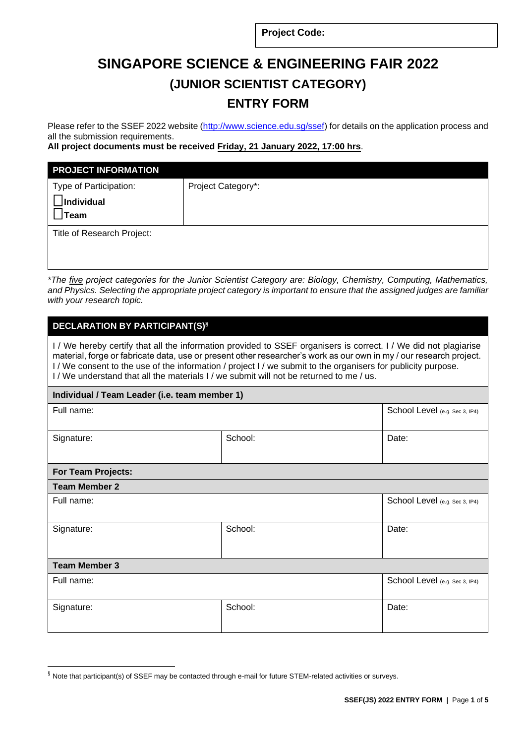| Project Code: |
|---|

# SINGAPORE SCIENCE & ENGINEERING FAIR 2022

## (JUNIOR SCIENTIST CATEGORY)

## ENTRY FORM

Please refer to the SSEF 2022 website (http://www.science.edu.sg/ssef) for details on the application process and all the submission requirements.

**All project documents must be received Friday, 21 January 2022, 17:00 hrs**.

| **PROJECT INFORMATION** | |
|---|---|
| Type of Participation: ☐ **Individual** ☐ **Team** | Project Category*: |
| Title of Research Project: | |

*\*The five project categories for the Junior Scientist Category are: Biology, Chemistry, Computing, Mathematics, and Physics. Selecting the appropriate project category is important to ensure that the assigned judges are familiar with your research topic.*

| **DECLARATION BY PARTICIPANT(S)[§]** | | |
|---|---|---|
| I / We hereby certify that all the information provided to SSEF organisers is correct. I / We did not plagiarise material, forge or fabricate data, use or present other researcher's work as our own in my / our research project. I / We consent to the use of the information / project I / we submit to the organisers for publicity purpose. I / We understand that all the materials I / we submit will not be returned to me / us. | | |
| **Individual / Team Leader (i.e. team member 1)** | | |
| Full name: | | School Level (e.g. Sec 3, IP4) |
| Signature: | School: | Date: |
| **For Team Projects:** | | |
| **Team Member 2** | | |
| Full name: | | School Level (e.g. Sec 3, IP4) |
| Signature: | School: | Date: |
| **Team Member 3** | | |
| Full name: | | School Level (e.g. Sec 3, IP4) |
| Signature: | School: | Date: |

[§] Note that participant(s) of SSEF may be contacted through e-mail for future STEM-related activities or surveys.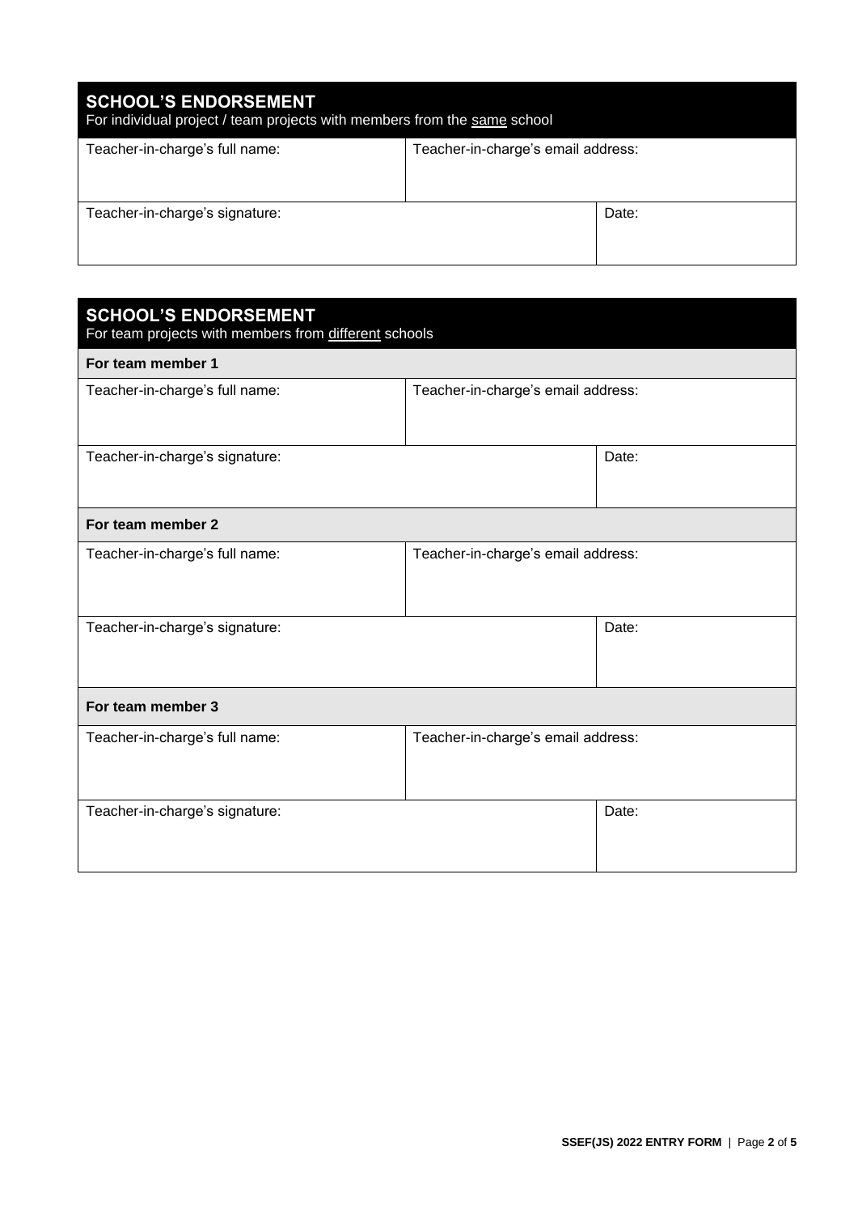## SCHOOL'S ENDORSEMENT

For individual project / team projects with members from the same school

| Teacher-in-charge's full name: | Teacher-in-charge's email address: | |
|---|---|---|
| Teacher-in-charge's signature: | | Date: |

## SCHOOL'S ENDORSEMENT

For team projects with members from different schools

| **For team member 1** | | |
|---|---|---|
| Teacher-in-charge's full name: | Teacher-in-charge's email address: | |
| Teacher-in-charge's signature: | | Date: |
| **For team member 2** | | |
| Teacher-in-charge's full name: | Teacher-in-charge's email address: | |
| Teacher-in-charge's signature: | | Date: |
| **For team member 3** | | |
| Teacher-in-charge's full name: | Teacher-in-charge's email address: | |
| Teacher-in-charge's signature: | | Date: |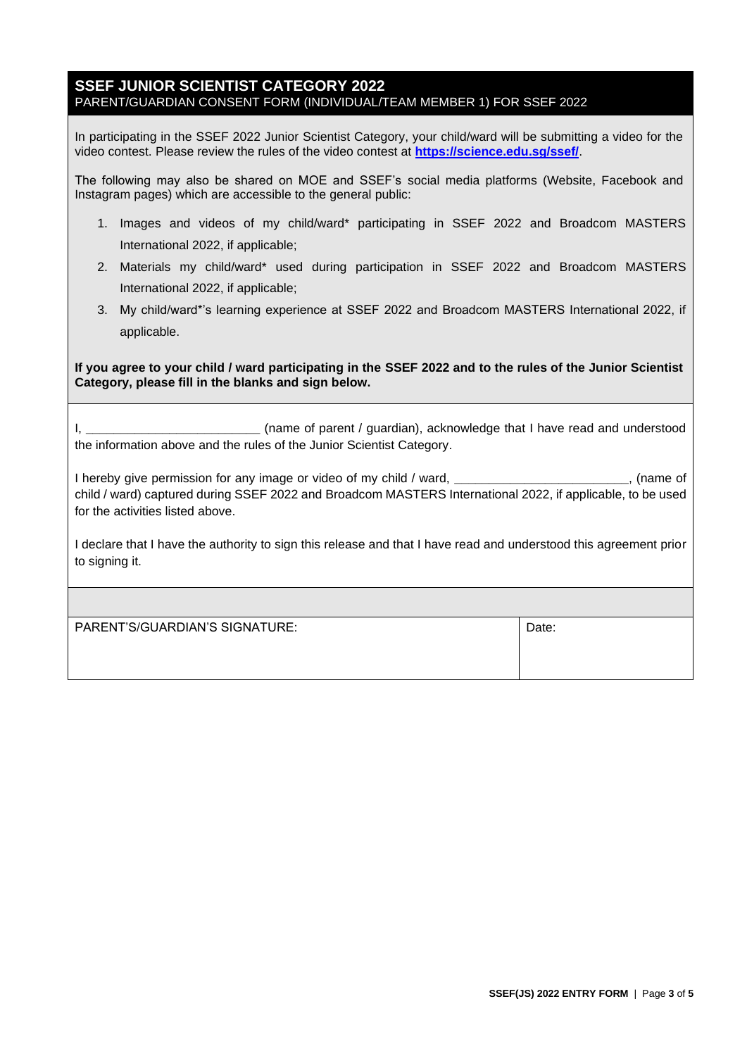## SSEF JUNIOR SCIENTIST CATEGORY 2022

PARENT/GUARDIAN CONSENT FORM (INDIVIDUAL/TEAM MEMBER 1) FOR SSEF 2022

In participating in the SSEF 2022 Junior Scientist Category, your child/ward will be submitting a video for the video contest. Please review the rules of the video contest at **https://science.edu.sg/ssef/**.

The following may also be shared on MOE and SSEF's social media platforms (Website, Facebook and Instagram pages) which are accessible to the general public:

1. Images and videos of my child/ward* participating in SSEF 2022 and Broadcom MASTERS International 2022, if applicable;
2. Materials my child/ward* used during participation in SSEF 2022 and Broadcom MASTERS International 2022, if applicable;
3. My child/ward*'s learning experience at SSEF 2022 and Broadcom MASTERS International 2022, if applicable.

**If you agree to your child / ward participating in the SSEF 2022 and to the rules of the Junior Scientist Category, please fill in the blanks and sign below.**

I, ________________________ (name of parent / guardian), acknowledge that I have read and understood the information above and the rules of the Junior Scientist Category.

I hereby give permission for any image or video of my child / ward, ________________________, (name of child / ward) captured during SSEF 2022 and Broadcom MASTERS International 2022, if applicable, to be used for the activities listed above.

I declare that I have the authority to sign this release and that I have read and understood this agreement prior to signing it.

| PARENT'S/GUARDIAN'S SIGNATURE: | Date: |
| --- | --- |
| | |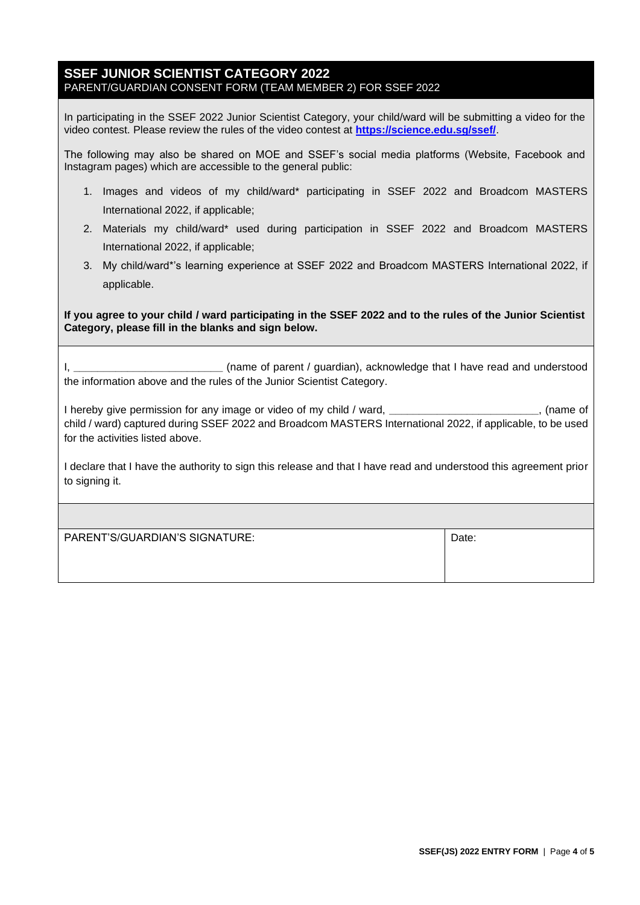## SSEF JUNIOR SCIENTIST CATEGORY 2022

PARENT/GUARDIAN CONSENT FORM (TEAM MEMBER 2) FOR SSEF 2022

In participating in the SSEF 2022 Junior Scientist Category, your child/ward will be submitting a video for the video contest. Please review the rules of the video contest at **https://science.edu.sg/ssef/**.

The following may also be shared on MOE and SSEF's social media platforms (Website, Facebook and Instagram pages) which are accessible to the general public:

1. Images and videos of my child/ward* participating in SSEF 2022 and Broadcom MASTERS International 2022, if applicable;
2. Materials my child/ward* used during participation in SSEF 2022 and Broadcom MASTERS International 2022, if applicable;
3. My child/ward*'s learning experience at SSEF 2022 and Broadcom MASTERS International 2022, if applicable.

**If you agree to your child / ward participating in the SSEF 2022 and to the rules of the Junior Scientist Category, please fill in the blanks and sign below.**

I, ________________________ (name of parent / guardian), acknowledge that I have read and understood the information above and the rules of the Junior Scientist Category.

I hereby give permission for any image or video of my child / ward, ________________________, (name of child / ward) captured during SSEF 2022 and Broadcom MASTERS International 2022, if applicable, to be used for the activities listed above.

I declare that I have the authority to sign this release and that I have read and understood this agreement prior to signing it.

| PARENT'S/GUARDIAN'S SIGNATURE: | Date: |
|---|---|
| | |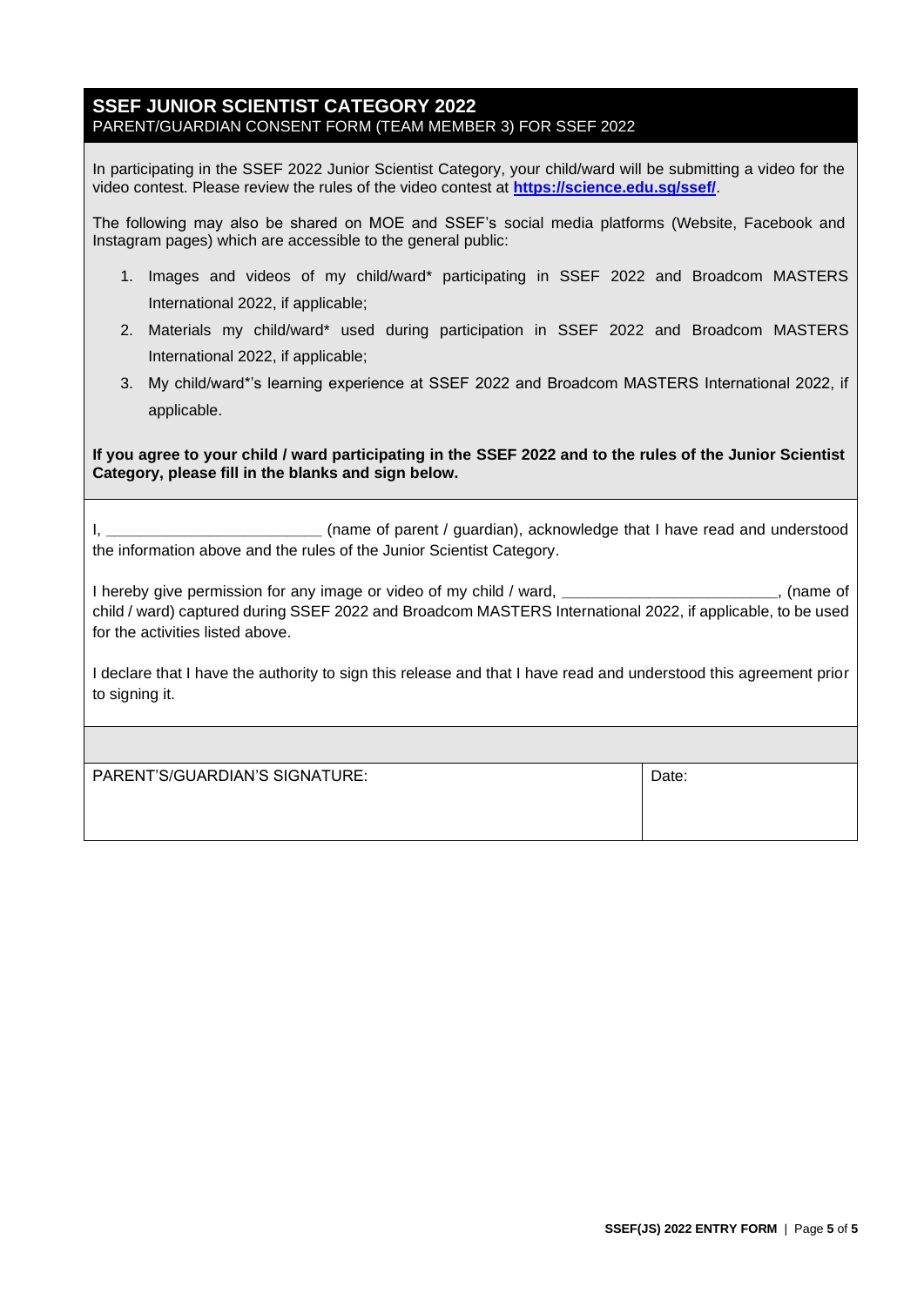## SSEF JUNIOR SCIENTIST CATEGORY 2022

PARENT/GUARDIAN CONSENT FORM (TEAM MEMBER 3) FOR SSEF 2022

In participating in the SSEF 2022 Junior Scientist Category, your child/ward will be submitting a video for the video contest. Please review the rules of the video contest at **https://science.edu.sg/ssef/**.

The following may also be shared on MOE and SSEF's social media platforms (Website, Facebook and Instagram pages) which are accessible to the general public:

1. Images and videos of my child/ward* participating in SSEF 2022 and Broadcom MASTERS International 2022, if applicable;
2. Materials my child/ward* used during participation in SSEF 2022 and Broadcom MASTERS International 2022, if applicable;
3. My child/ward*'s learning experience at SSEF 2022 and Broadcom MASTERS International 2022, if applicable.

**If you agree to your child / ward participating in the SSEF 2022 and to the rules of the Junior Scientist Category, please fill in the blanks and sign below.**

I, ________________________ (name of parent / guardian), acknowledge that I have read and understood the information above and the rules of the Junior Scientist Category.

I hereby give permission for any image or video of my child / ward, ________________________, (name of child / ward) captured during SSEF 2022 and Broadcom MASTERS International 2022, if applicable, to be used for the activities listed above.

I declare that I have the authority to sign this release and that I have read and understood this agreement prior to signing it.

| | |
|---|---|
| PARENT'S/GUARDIAN'S SIGNATURE: | Date: |